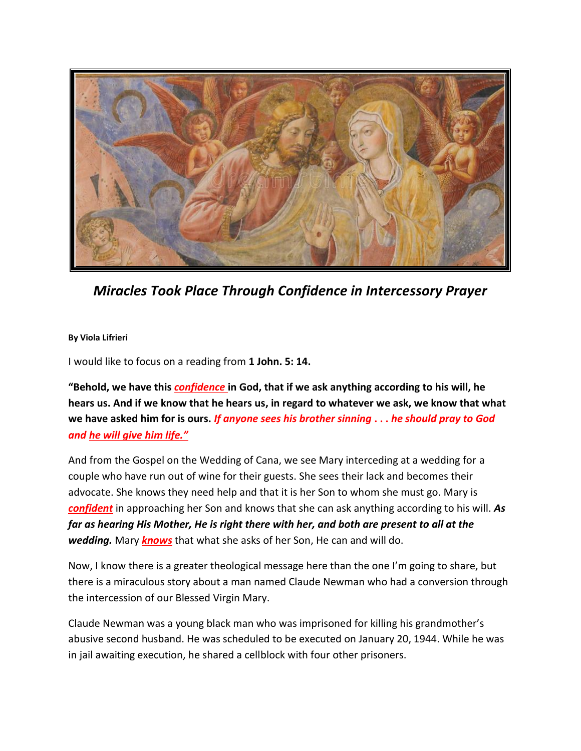## *Miracles Took Place Through Confidence in Intercessory Prayer*

**By Viola Lifrieri**

I would like to focus on a reading from **1 John. 5: 14.**

**"Behold, we have this *confidence* in God, that if we ask anything according to his will, he hears us. And if we know that he hears us, in regard to whatever we ask, we know that what we have asked him for is ours. *If anyone sees his brother sinning . . . he should pray to God and he will give him life."***

And from the Gospel on the Wedding of Cana, we see Mary interceding at a wedding for a couple who have run out of wine for their guests. She sees their lack and becomes their advocate. She knows they need help and that it is her Son to whom she must go. Mary is ***confident*** in approaching her Son and knows that she can ask anything according to his will. ***As far as hearing His Mother, He is right there with her, and both are present to all at the wedding.*** Mary ***knows*** that what she asks of her Son, He can and will do.

Now, I know there is a greater theological message here than the one I'm going to share, but there is a miraculous story about a man named Claude Newman who had a conversion through the intercession of our Blessed Virgin Mary.

Claude Newman was a young black man who was imprisoned for killing his grandmother's abusive second husband. He was scheduled to be executed on January 20, 1944. While he was in jail awaiting execution, he shared a cellblock with four other prisoners.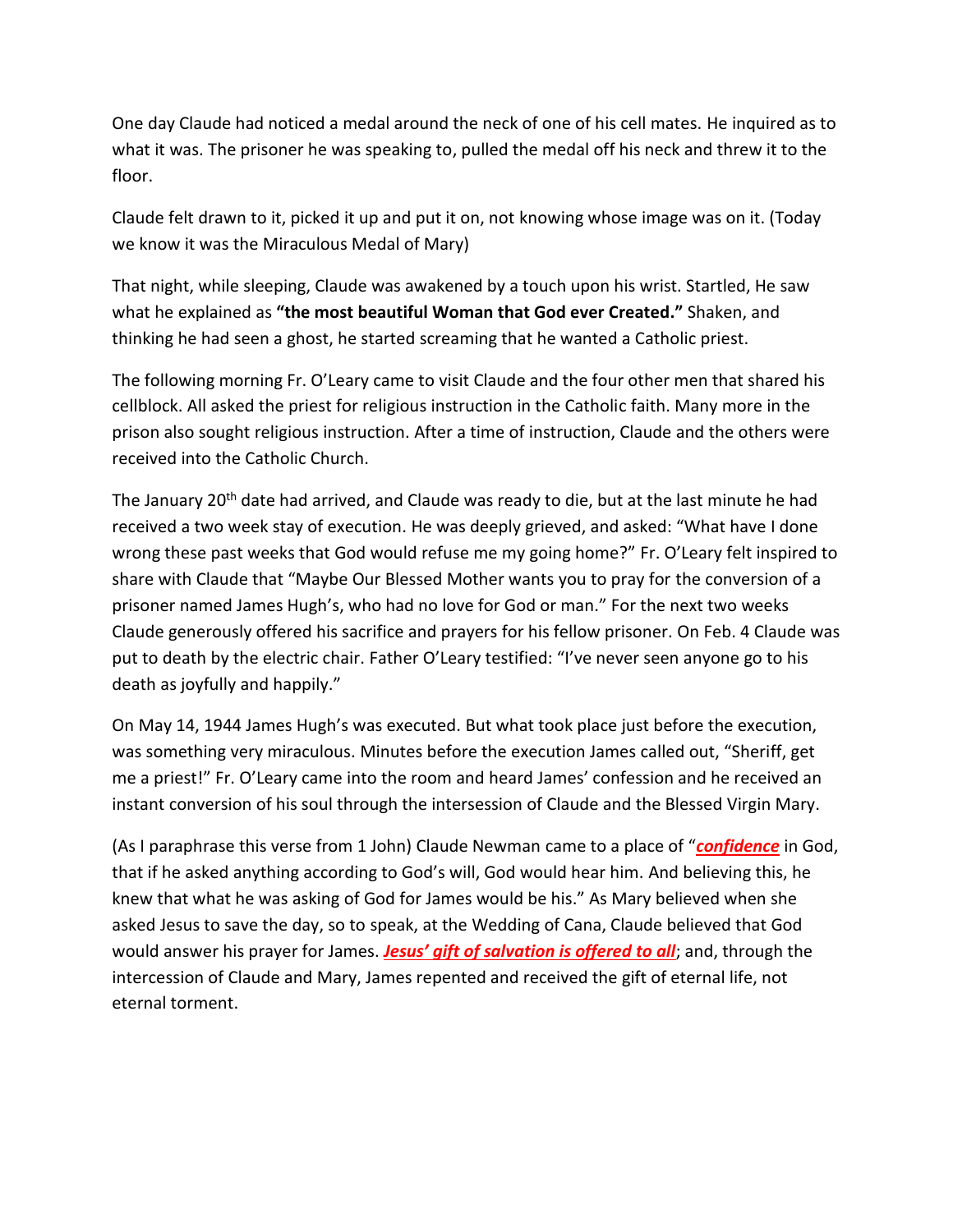One day Claude had noticed a medal around the neck of one of his cell mates. He inquired as to what it was. The prisoner he was speaking to, pulled the medal off his neck and threw it to the floor.

Claude felt drawn to it, picked it up and put it on, not knowing whose image was on it. (Today we know it was the Miraculous Medal of Mary)

That night, while sleeping, Claude was awakened by a touch upon his wrist. Startled, He saw what he explained as **"the most beautiful Woman that God ever Created."** Shaken, and thinking he had seen a ghost, he started screaming that he wanted a Catholic priest.

The following morning Fr. O'Leary came to visit Claude and the four other men that shared his cellblock. All asked the priest for religious instruction in the Catholic faith. Many more in the prison also sought religious instruction. After a time of instruction, Claude and the others were received into the Catholic Church.

The January 20th date had arrived, and Claude was ready to die, but at the last minute he had received a two week stay of execution. He was deeply grieved, and asked: "What have I done wrong these past weeks that God would refuse me my going home?" Fr. O'Leary felt inspired to share with Claude that "Maybe Our Blessed Mother wants you to pray for the conversion of a prisoner named James Hugh's, who had no love for God or man." For the next two weeks Claude generously offered his sacrifice and prayers for his fellow prisoner. On Feb. 4 Claude was put to death by the electric chair. Father O'Leary testified: "I've never seen anyone go to his death as joyfully and happily."

On May 14, 1944 James Hugh's was executed. But what took place just before the execution, was something very miraculous. Minutes before the execution James called out, "Sheriff, get me a priest!" Fr. O'Leary came into the room and heard James' confession and he received an instant conversion of his soul through the intersession of Claude and the Blessed Virgin Mary.

(As I paraphrase this verse from 1 John) Claude Newman came to a place of "***confidence*** in God, that if he asked anything according to God's will, God would hear him. And believing this, he knew that what he was asking of God for James would be his." As Mary believed when she asked Jesus to save the day, so to speak, at the Wedding of Cana, Claude believed that God would answer his prayer for James. ***Jesus' gift of salvation is offered to all***; and, through the intercession of Claude and Mary, James repented and received the gift of eternal life, not eternal torment.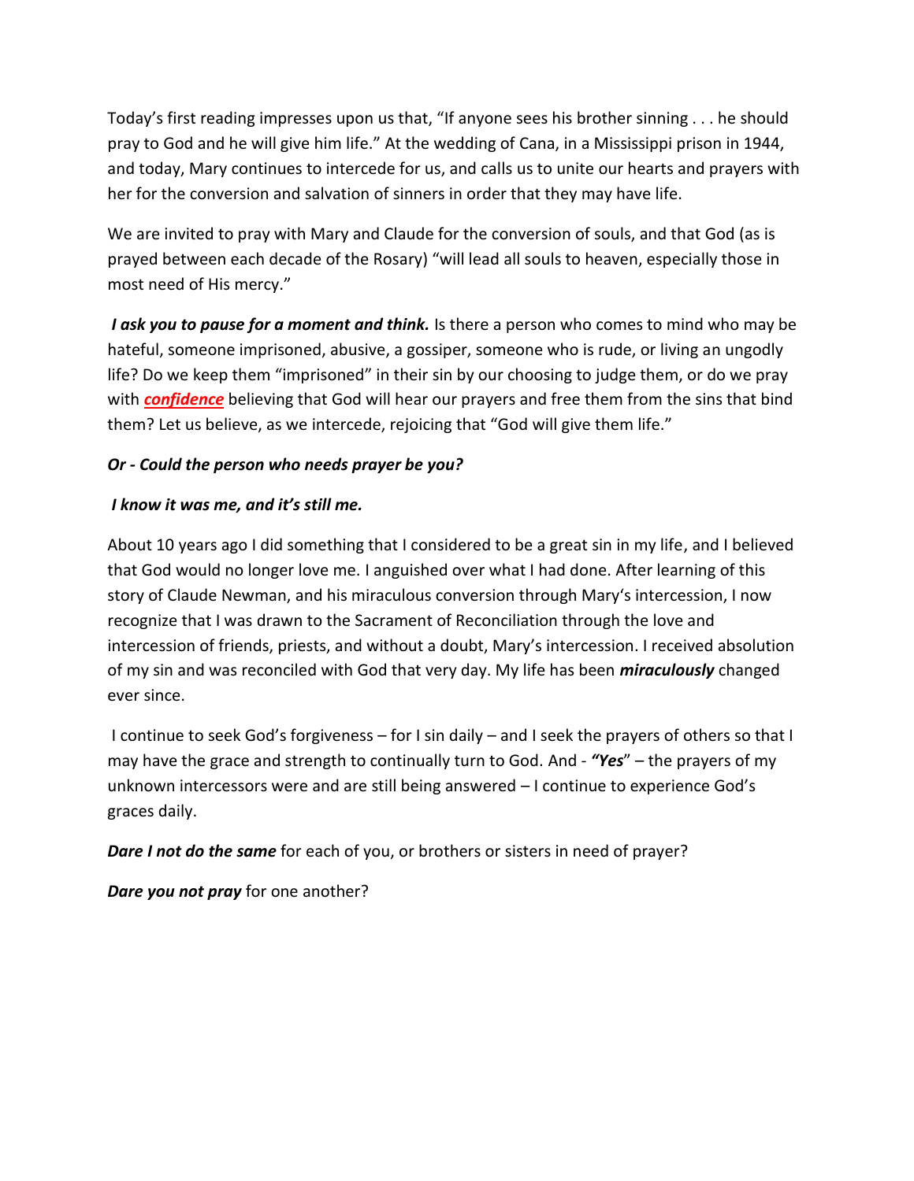Today's first reading impresses upon us that, "If anyone sees his brother sinning . . . he should pray to God and he will give him life." At the wedding of Cana, in a Mississippi prison in 1944, and today, Mary continues to intercede for us, and calls us to unite our hearts and prayers with her for the conversion and salvation of sinners in order that they may have life.

We are invited to pray with Mary and Claude for the conversion of souls, and that God (as is prayed between each decade of the Rosary) "will lead all souls to heaven, especially those in most need of His mercy."

***I ask you to pause for a moment and think.*** Is there a person who comes to mind who may be hateful, someone imprisoned, abusive, a gossiper, someone who is rude, or living an ungodly life? Do we keep them "imprisoned" in their sin by our choosing to judge them, or do we pray with ***confidence*** believing that God will hear our prayers and free them from the sins that bind them? Let us believe, as we intercede, rejoicing that "God will give them life."

***Or - Could the person who needs prayer be you?***

***I know it was me, and it's still me.***

About 10 years ago I did something that I considered to be a great sin in my life, and I believed that God would no longer love me. I anguished over what I had done. After learning of this story of Claude Newman, and his miraculous conversion through Mary's intercession, I now recognize that I was drawn to the Sacrament of Reconciliation through the love and intercession of friends, priests, and without a doubt, Mary's intercession. I received absolution of my sin and was reconciled with God that very day. My life has been ***miraculously*** changed ever since.

I continue to seek God's forgiveness – for I sin daily – and I seek the prayers of others so that I may have the grace and strength to continually turn to God. And - ***"Yes"*** – the prayers of my unknown intercessors were and are still being answered – I continue to experience God's graces daily.

***Dare I not do the same*** for each of you, or brothers or sisters in need of prayer?

***Dare you not pray*** for one another?